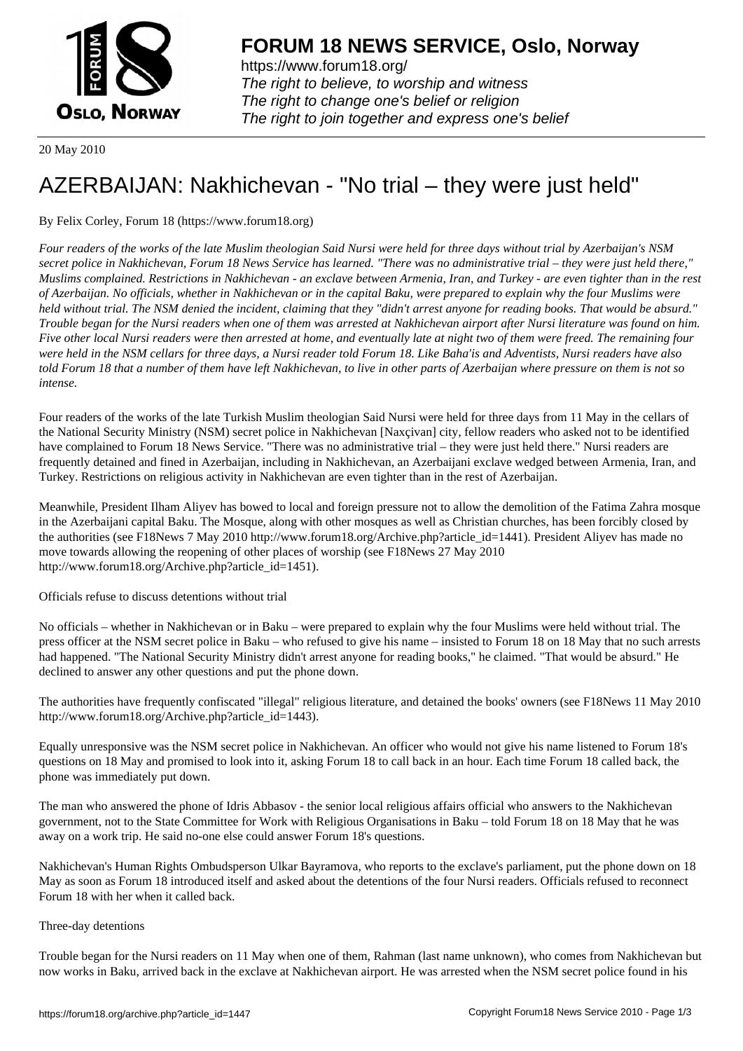# FORUM 18 NEWS SERVICE, Oslo, Norway

https://www.forum18.org/
*The right to believe, to worship and witness*
*The right to change one's belief or religion*
*The right to join together and express one's belief*

20 May 2010

# AZERBAIJAN: Nakhichevan - "No trial – they were just held"

By Felix Corley, Forum 18 (https://www.forum18.org)

*Four readers of the works of the late Muslim theologian Said Nursi were held for three days without trial by Azerbaijan's NSM secret police in Nakhichevan, Forum 18 News Service has learned. "There was no administrative trial – they were just held there," Muslims complained. Restrictions in Nakhichevan - an exclave between Armenia, Iran, and Turkey - are even tighter than in the rest of Azerbaijan. No officials, whether in Nakhichevan or in the capital Baku, were prepared to explain why the four Muslims were held without trial. The NSM denied the incident, claiming that they "didn't arrest anyone for reading books. That would be absurd." Trouble began for the Nursi readers when one of them was arrested at Nakhichevan airport after Nursi literature was found on him. Five other local Nursi readers were then arrested at home, and eventually late at night two of them were freed. The remaining four were held in the NSM cellars for three days, a Nursi reader told Forum 18. Like Baha'is and Adventists, Nursi readers have also told Forum 18 that a number of them have left Nakhichevan, to live in other parts of Azerbaijan where pressure on them is not so intense.*

Four readers of the works of the late Turkish Muslim theologian Said Nursi were held for three days from 11 May in the cellars of the National Security Ministry (NSM) secret police in Nakhichevan [Naxçivan] city, fellow readers who asked not to be identified have complained to Forum 18 News Service. "There was no administrative trial – they were just held there." Nursi readers are frequently detained and fined in Azerbaijan, including in Nakhichevan, an Azerbaijani exclave wedged between Armenia, Iran, and Turkey. Restrictions on religious activity in Nakhichevan are even tighter than in the rest of Azerbaijan.

Meanwhile, President Ilham Aliyev has bowed to local and foreign pressure not to allow the demolition of the Fatima Zahra mosque in the Azerbaijani capital Baku. The Mosque, along with other mosques as well as Christian churches, has been forcibly closed by the authorities (see F18News 7 May 2010 http://www.forum18.org/Archive.php?article_id=1441). President Aliyev has made no move towards allowing the reopening of other places of worship (see F18News 27 May 2010 http://www.forum18.org/Archive.php?article_id=1451).

Officials refuse to discuss detentions without trial

No officials – whether in Nakhichevan or in Baku – were prepared to explain why the four Muslims were held without trial. The press officer at the NSM secret police in Baku – who refused to give his name – insisted to Forum 18 on 18 May that no such arrests had happened. "The National Security Ministry didn't arrest anyone for reading books," he claimed. "That would be absurd." He declined to answer any other questions and put the phone down.

The authorities have frequently confiscated "illegal" religious literature, and detained the books' owners (see F18News 11 May 2010 http://www.forum18.org/Archive.php?article_id=1443).

Equally unresponsive was the NSM secret police in Nakhichevan. An officer who would not give his name listened to Forum 18's questions on 18 May and promised to look into it, asking Forum 18 to call back in an hour. Each time Forum 18 called back, the phone was immediately put down.

The man who answered the phone of Idris Abbasov - the senior local religious affairs official who answers to the Nakhichevan government, not to the State Committee for Work with Religious Organisations in Baku – told Forum 18 on 18 May that he was away on a work trip. He said no-one else could answer Forum 18's questions.

Nakhichevan's Human Rights Ombudsperson Ulkar Bayramova, who reports to the exclave's parliament, put the phone down on 18 May as soon as Forum 18 introduced itself and asked about the detentions of the four Nursi readers. Officials refused to reconnect Forum 18 with her when it called back.

Three-day detentions

Trouble began for the Nursi readers on 11 May when one of them, Rahman (last name unknown), who comes from Nakhichevan but now works in Baku, arrived back in the exclave at Nakhichevan airport. He was arrested when the NSM secret police found in his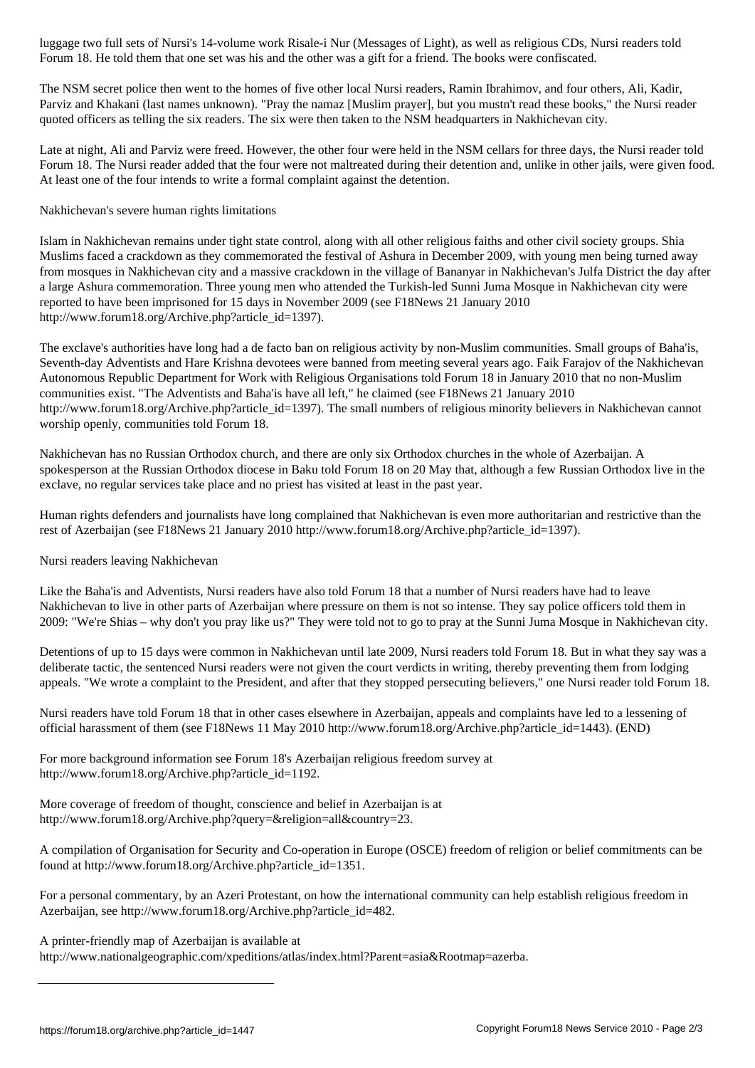luggage two full sets of Nursi's 14-volume work Risale-i Nur (Messages of Light), as well as religious CDs, Nursi readers told Forum 18. He told them that one set was his and the other was a gift for a friend. The books were confiscated.

The NSM secret police then went to the homes of five other local Nursi readers, Ramin Ibrahimov, and four others, Ali, Kadir, Parviz and Khakani (last names unknown). "Pray the namaz [Muslim prayer], but you mustn't read these books," the Nursi reader quoted officers as telling the six readers. The six were then taken to the NSM headquarters in Nakhichevan city.

Late at night, Ali and Parviz were freed. However, the other four were held in the NSM cellars for three days, the Nursi reader told Forum 18. The Nursi reader added that the four were not maltreated during their detention and, unlike in other jails, were given food. At least one of the four intends to write a formal complaint against the detention.

## Nakhichevan's severe human rights limitations

Islam in Nakhichevan remains under tight state control, along with all other religious faiths and other civil society groups. Shia Muslims faced a crackdown as they commemorated the festival of Ashura in December 2009, with young men being turned away from mosques in Nakhichevan city and a massive crackdown in the village of Bananyar in Nakhichevan's Julfa District the day after a large Ashura commemoration. Three young men who attended the Turkish-led Sunni Juma Mosque in Nakhichevan city were reported to have been imprisoned for 15 days in November 2009 (see F18News 21 January 2010 http://www.forum18.org/Archive.php?article_id=1397).

The exclave's authorities have long had a de facto ban on religious activity by non-Muslim communities. Small groups of Baha'is, Seventh-day Adventists and Hare Krishna devotees were banned from meeting several years ago. Faik Farajov of the Nakhichevan Autonomous Republic Department for Work with Religious Organisations told Forum 18 in January 2010 that no non-Muslim communities exist. "The Adventists and Baha'is have all left," he claimed (see F18News 21 January 2010 http://www.forum18.org/Archive.php?article_id=1397). The small numbers of religious minority believers in Nakhichevan cannot worship openly, communities told Forum 18.

Nakhichevan has no Russian Orthodox church, and there are only six Orthodox churches in the whole of Azerbaijan. A spokesperson at the Russian Orthodox diocese in Baku told Forum 18 on 20 May that, although a few Russian Orthodox live in the exclave, no regular services take place and no priest has visited at least in the past year.

Human rights defenders and journalists have long complained that Nakhichevan is even more authoritarian and restrictive than the rest of Azerbaijan (see F18News 21 January 2010 http://www.forum18.org/Archive.php?article_id=1397).

## Nursi readers leaving Nakhichevan

Like the Baha'is and Adventists, Nursi readers have also told Forum 18 that a number of Nursi readers have had to leave Nakhichevan to live in other parts of Azerbaijan where pressure on them is not so intense. They say police officers told them in 2009: "We're Shias – why don't you pray like us?" They were told not to go to pray at the Sunni Juma Mosque in Nakhichevan city.

Detentions of up to 15 days were common in Nakhichevan until late 2009, Nursi readers told Forum 18. But in what they say was a deliberate tactic, the sentenced Nursi readers were not given the court verdicts in writing, thereby preventing them from lodging appeals. "We wrote a complaint to the President, and after that they stopped persecuting believers," one Nursi reader told Forum 18.

Nursi readers have told Forum 18 that in other cases elsewhere in Azerbaijan, appeals and complaints have led to a lessening of official harassment of them (see F18News 11 May 2010 http://www.forum18.org/Archive.php?article_id=1443). (END)

For more background information see Forum 18's Azerbaijan religious freedom survey at http://www.forum18.org/Archive.php?article_id=1192.

More coverage of freedom of thought, conscience and belief in Azerbaijan is at http://www.forum18.org/Archive.php?query=&religion=all&country=23.

A compilation of Organisation for Security and Co-operation in Europe (OSCE) freedom of religion or belief commitments can be found at http://www.forum18.org/Archive.php?article_id=1351.

For a personal commentary, by an Azeri Protestant, on how the international community can help establish religious freedom in Azerbaijan, see http://www.forum18.org/Archive.php?article_id=482.

A printer-friendly map of Azerbaijan is available at http://www.nationalgeographic.com/xpeditions/atlas/index.html?Parent=asia&Rootmap=azerba.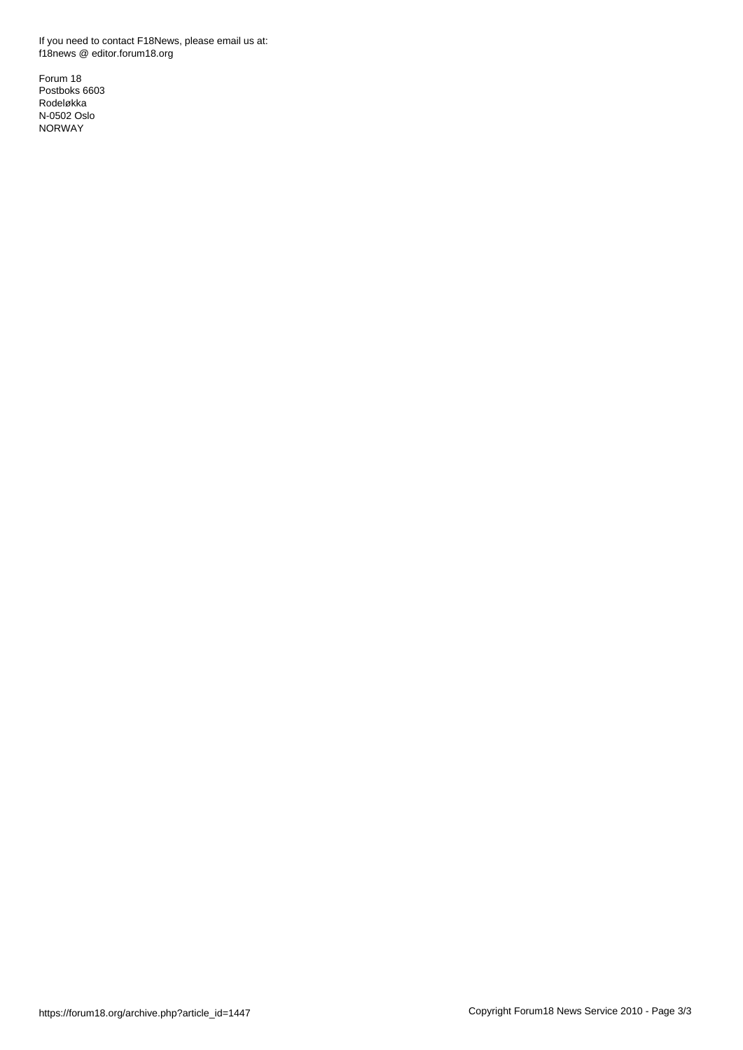If you need to contact F18News, please email us at:
f18news @ editor.forum18.org

Forum 18
Postboks 6603
Rodeløkka
N-0502 Oslo
NORWAY